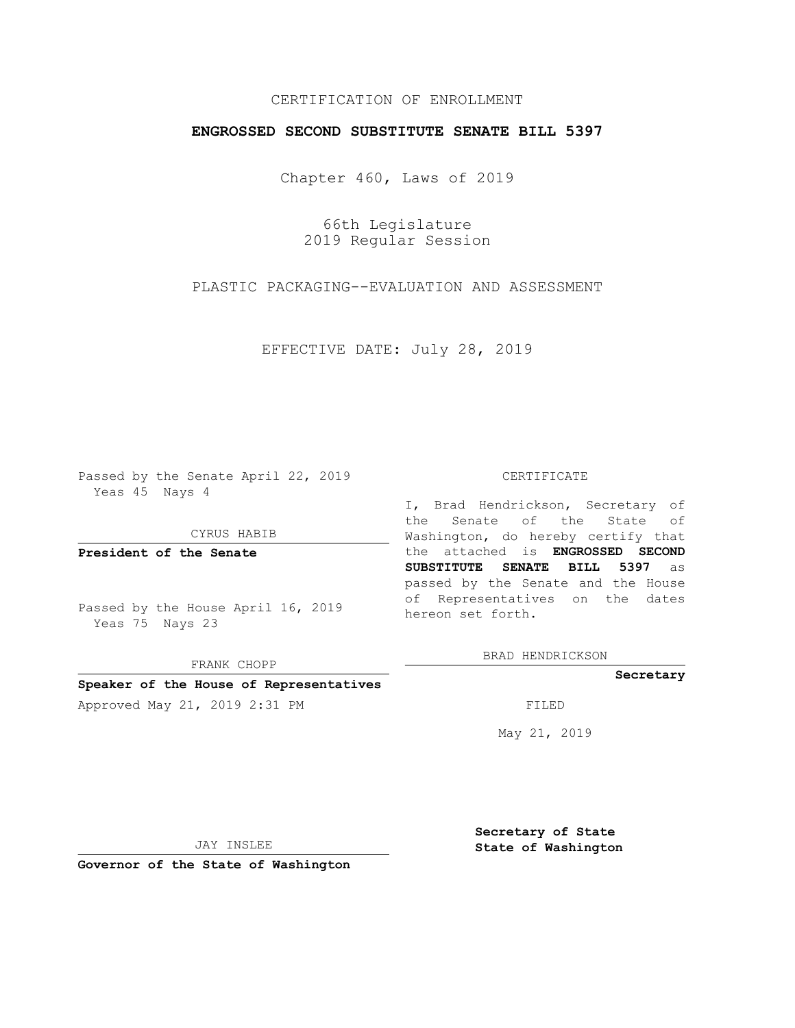CERTIFICATION OF ENROLLMENT

**ENGROSSED SECOND SUBSTITUTE SENATE BILL 5397**

Chapter 460, Laws of 2019

66th Legislature
2019 Regular Session

PLASTIC PACKAGING--EVALUATION AND ASSESSMENT

EFFECTIVE DATE: July 28, 2019

Passed by the Senate April 22, 2019
Yeas 45 Nays 4

CYRUS HABIB

**President of the Senate**

Passed by the House April 16, 2019
Yeas 75 Nays 23

FRANK CHOPP

**Speaker of the House of Representatives**

Approved May 21, 2019 2:31 PM

CERTIFICATE

I, Brad Hendrickson, Secretary of the Senate of the State of Washington, do hereby certify that the attached is **ENGROSSED SECOND SUBSTITUTE SENATE BILL 5397** as passed by the Senate and the House of Representatives on the dates hereon set forth.

BRAD HENDRICKSON

**Secretary**

FILED

May 21, 2019

JAY INSLEE

**Governor of the State of Washington**

**Secretary of State**
**State of Washington**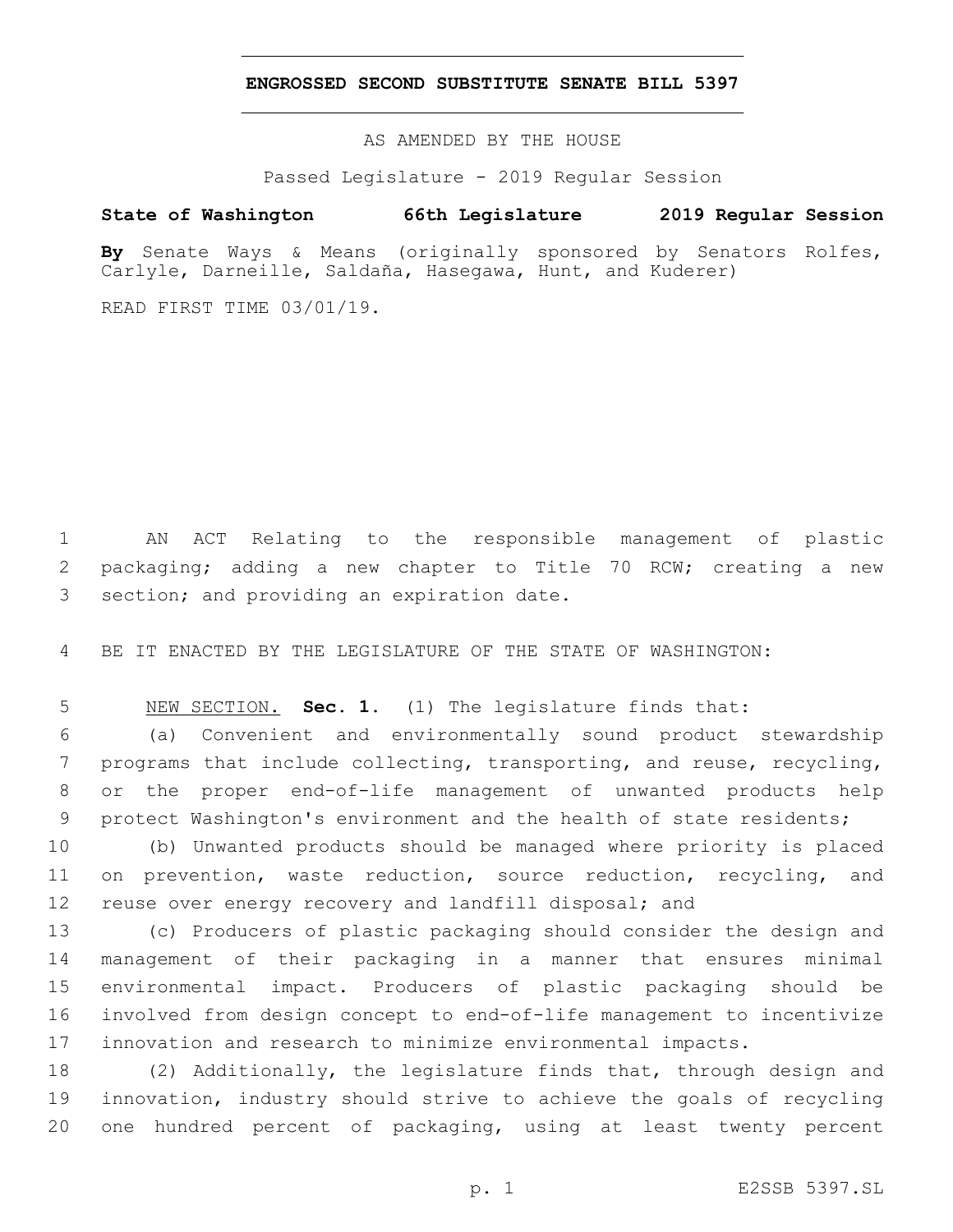# ENGROSSED SECOND SUBSTITUTE SENATE BILL 5397

AS AMENDED BY THE HOUSE

Passed Legislature - 2019 Regular Session

**State of Washington 66th Legislature 2019 Regular Session**

**By** Senate Ways & Means (originally sponsored by Senators Rolfes, Carlyle, Darneille, Saldaña, Hasegawa, Hunt, and Kuderer)

READ FIRST TIME 03/01/19.

AN ACT Relating to the responsible management of plastic packaging; adding a new chapter to Title 70 RCW; creating a new section; and providing an expiration date.

BE IT ENACTED BY THE LEGISLATURE OF THE STATE OF WASHINGTON:

NEW SECTION. **Sec. 1.** (1) The legislature finds that:

(a) Convenient and environmentally sound product stewardship programs that include collecting, transporting, and reuse, recycling, or the proper end-of-life management of unwanted products help protect Washington's environment and the health of state residents;

(b) Unwanted products should be managed where priority is placed on prevention, waste reduction, source reduction, recycling, and reuse over energy recovery and landfill disposal; and

(c) Producers of plastic packaging should consider the design and management of their packaging in a manner that ensures minimal environmental impact. Producers of plastic packaging should be involved from design concept to end-of-life management to incentivize innovation and research to minimize environmental impacts.

(2) Additionally, the legislature finds that, through design and innovation, industry should strive to achieve the goals of recycling one hundred percent of packaging, using at least twenty percent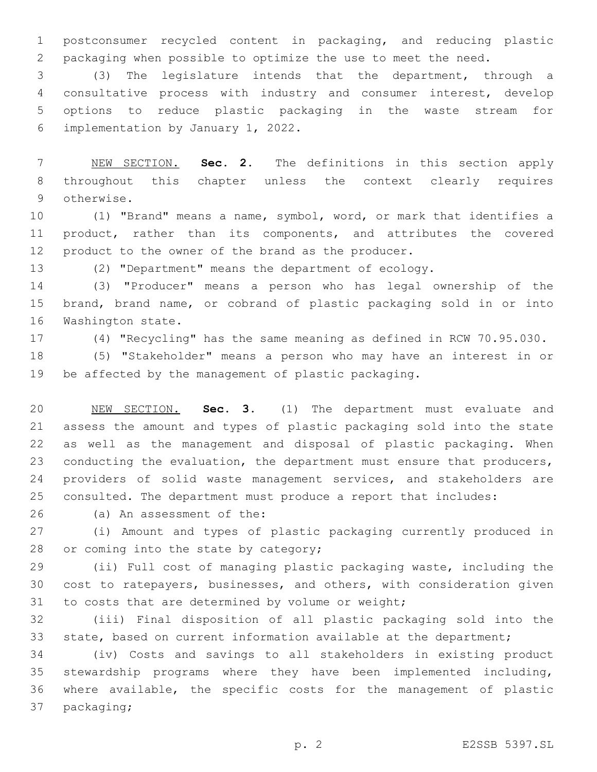postconsumer recycled content in packaging, and reducing plastic packaging when possible to optimize the use to meet the need.

(3) The legislature intends that the department, through a consultative process with industry and consumer interest, develop options to reduce plastic packaging in the waste stream for implementation by January 1, 2022.

NEW SECTION. **Sec. 2.** The definitions in this section apply throughout this chapter unless the context clearly requires otherwise.

(1) "Brand" means a name, symbol, word, or mark that identifies a product, rather than its components, and attributes the covered product to the owner of the brand as the producer.

(2) "Department" means the department of ecology.

(3) "Producer" means a person who has legal ownership of the brand, brand name, or cobrand of plastic packaging sold in or into Washington state.

(4) "Recycling" has the same meaning as defined in RCW 70.95.030.

(5) "Stakeholder" means a person who may have an interest in or be affected by the management of plastic packaging.

NEW SECTION. **Sec. 3.** (1) The department must evaluate and assess the amount and types of plastic packaging sold into the state as well as the management and disposal of plastic packaging. When conducting the evaluation, the department must ensure that producers, providers of solid waste management services, and stakeholders are consulted. The department must produce a report that includes:

(a) An assessment of the:

(i) Amount and types of plastic packaging currently produced in or coming into the state by category;

(ii) Full cost of managing plastic packaging waste, including the cost to ratepayers, businesses, and others, with consideration given to costs that are determined by volume or weight;

(iii) Final disposition of all plastic packaging sold into the state, based on current information available at the department;

(iv) Costs and savings to all stakeholders in existing product stewardship programs where they have been implemented including, where available, the specific costs for the management of plastic packaging;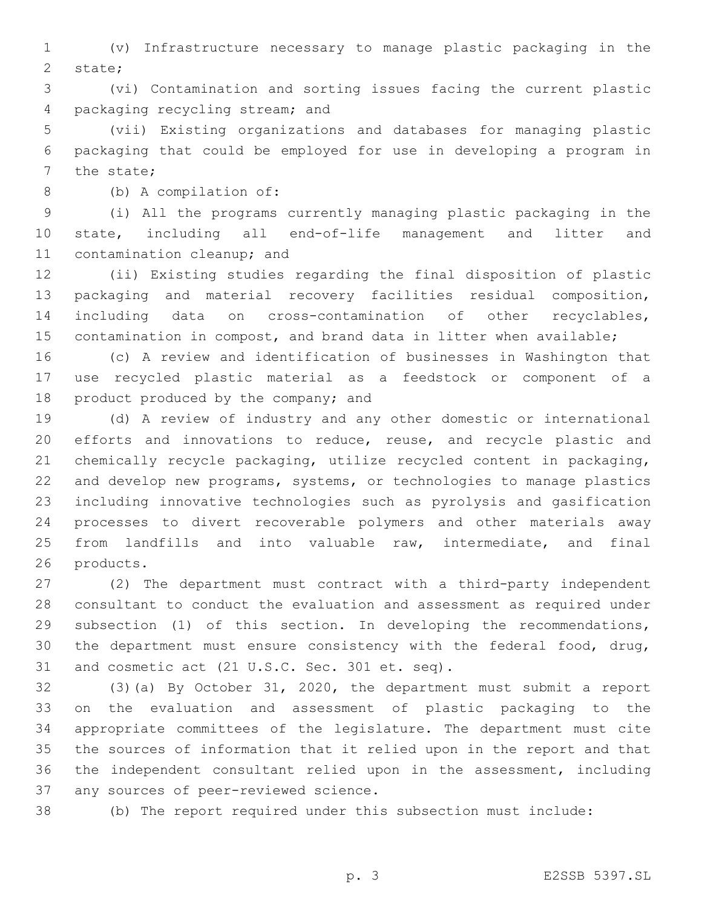(v) Infrastructure necessary to manage plastic packaging in the state;

(vi) Contamination and sorting issues facing the current plastic packaging recycling stream; and

(vii) Existing organizations and databases for managing plastic packaging that could be employed for use in developing a program in the state;

(b) A compilation of:

(i) All the programs currently managing plastic packaging in the state, including all end-of-life management and litter and contamination cleanup; and

(ii) Existing studies regarding the final disposition of plastic packaging and material recovery facilities residual composition, including data on cross-contamination of other recyclables, contamination in compost, and brand data in litter when available;

(c) A review and identification of businesses in Washington that use recycled plastic material as a feedstock or component of a product produced by the company; and

(d) A review of industry and any other domestic or international efforts and innovations to reduce, reuse, and recycle plastic and chemically recycle packaging, utilize recycled content in packaging, and develop new programs, systems, or technologies to manage plastics including innovative technologies such as pyrolysis and gasification processes to divert recoverable polymers and other materials away from landfills and into valuable raw, intermediate, and final products.

(2) The department must contract with a third-party independent consultant to conduct the evaluation and assessment as required under subsection (1) of this section. In developing the recommendations, the department must ensure consistency with the federal food, drug, and cosmetic act (21 U.S.C. Sec. 301 et. seq).

(3)(a) By October 31, 2020, the department must submit a report on the evaluation and assessment of plastic packaging to the appropriate committees of the legislature. The department must cite the sources of information that it relied upon in the report and that the independent consultant relied upon in the assessment, including any sources of peer-reviewed science.

(b) The report required under this subsection must include: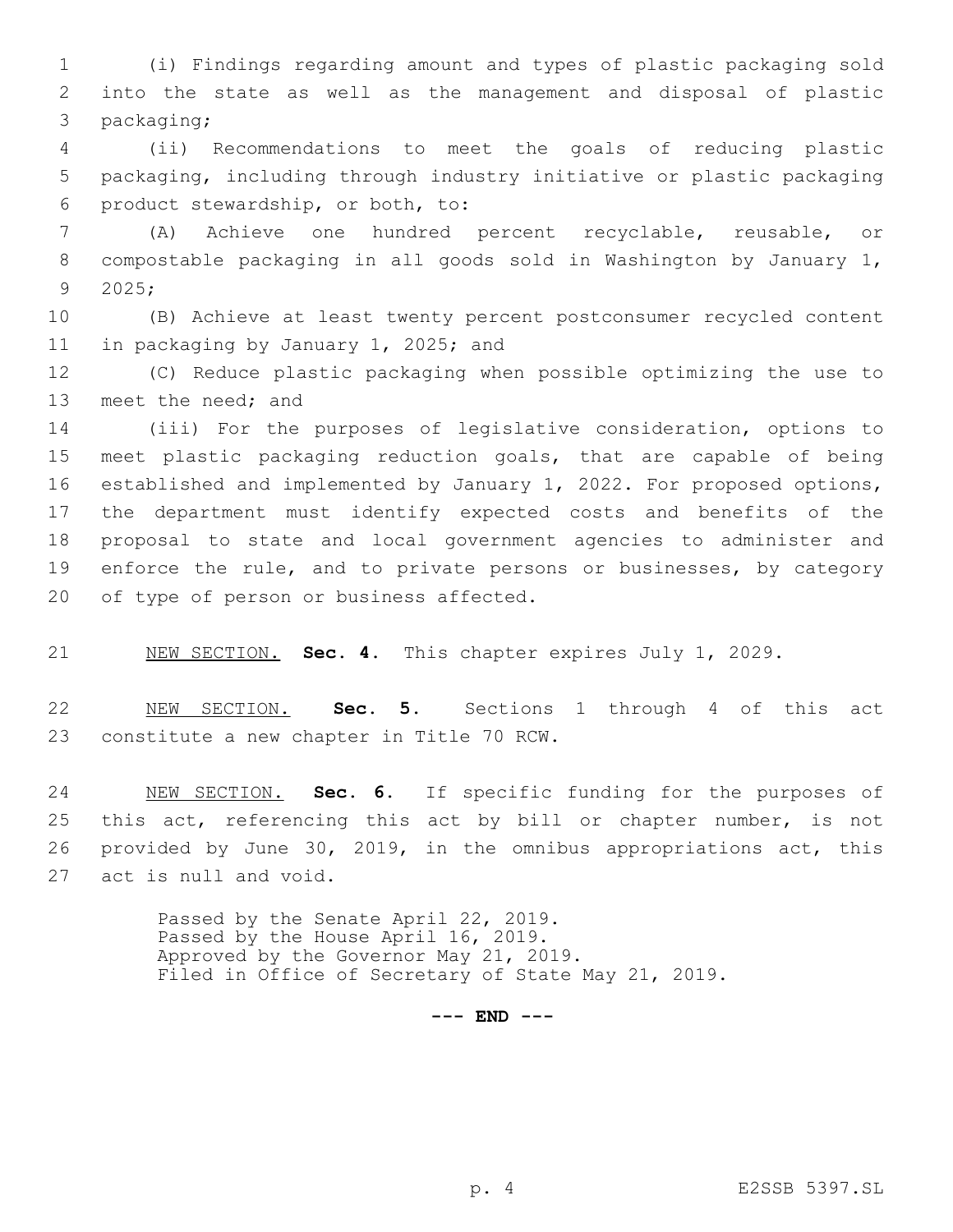(i) Findings regarding amount and types of plastic packaging sold into the state as well as the management and disposal of plastic packaging;

(ii) Recommendations to meet the goals of reducing plastic packaging, including through industry initiative or plastic packaging product stewardship, or both, to:

(A) Achieve one hundred percent recyclable, reusable, or compostable packaging in all goods sold in Washington by January 1, 2025;

(B) Achieve at least twenty percent postconsumer recycled content in packaging by January 1, 2025; and

(C) Reduce plastic packaging when possible optimizing the use to meet the need; and

(iii) For the purposes of legislative consideration, options to meet plastic packaging reduction goals, that are capable of being established and implemented by January 1, 2022. For proposed options, the department must identify expected costs and benefits of the proposal to state and local government agencies to administer and enforce the rule, and to private persons or businesses, by category of type of person or business affected.

NEW SECTION. **Sec. 4.** This chapter expires July 1, 2029.

NEW SECTION. **Sec. 5.** Sections 1 through 4 of this act constitute a new chapter in Title 70 RCW.

NEW SECTION. **Sec. 6.** If specific funding for the purposes of this act, referencing this act by bill or chapter number, is not provided by June 30, 2019, in the omnibus appropriations act, this act is null and void.

Passed by the Senate April 22, 2019.
Passed by the House April 16, 2019.
Approved by the Governor May 21, 2019.
Filed in Office of Secretary of State May 21, 2019.

**--- END ---**